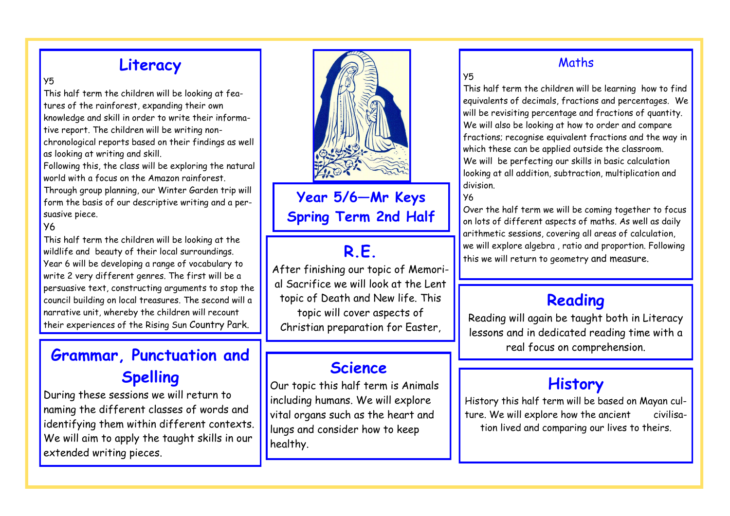# Year 5/6—Mr Keys Spring Term 2nd Half

## Literacy

Y5

This half term the children will be looking at features of the rainforest, expanding their own knowledge and skill in order to write their informative report. The children will be writing non-chronological reports based on their findings as well as looking at writing and skill.

Following this, the class will be exploring the natural world with a focus on the Amazon rainforest.

Through group planning, our Winter Garden trip will form the basis of our descriptive writing and a persuasive piece.

Y6

This half term the children will be looking at the wildlife and beauty of their local surroundings. Year 6 will be developing a range of vocabulary to write 2 very different genres. The first will be a persuasive text, constructing arguments to stop the council building on local treasures. The second will a narrative unit, whereby the children will recount their experiences of the Rising Sun Country Park.

## Grammar, Punctuation and Spelling

During these sessions we will return to naming the different classes of words and identifying them within different contexts. We will aim to apply the taught skills in our extended writing pieces.

## R.E.

After finishing our topic of Memorial Sacrifice we will look at the Lent topic of Death and New life. This topic will cover aspects of Christian preparation for Easter,

## Science

Our topic this half term is Animals including humans. We will explore vital organs such as the heart and lungs and consider how to keep healthy.

## Maths

Y5

This half term the children will be learning how to find equivalents of decimals, fractions and percentages. We will be revisiting percentage and fractions of quantity. We will also be looking at how to order and compare fractions; recognise equivalent fractions and the way in which these can be applied outside the classroom.

We will be perfecting our skills in basic calculation looking at all addition, subtraction, multiplication and division.

Y6

Over the half term we will be coming together to focus on lots of different aspects of maths. As well as daily arithmetic sessions, covering all areas of calculation, we will explore algebra , ratio and proportion. Following this we will return to geometry and measure.

## Reading

Reading will again be taught both in Literacy lessons and in dedicated reading time with a real focus on comprehension.

## History

History this half term will be based on Mayan culture. We will explore how the ancient civilisation lived and comparing our lives to theirs.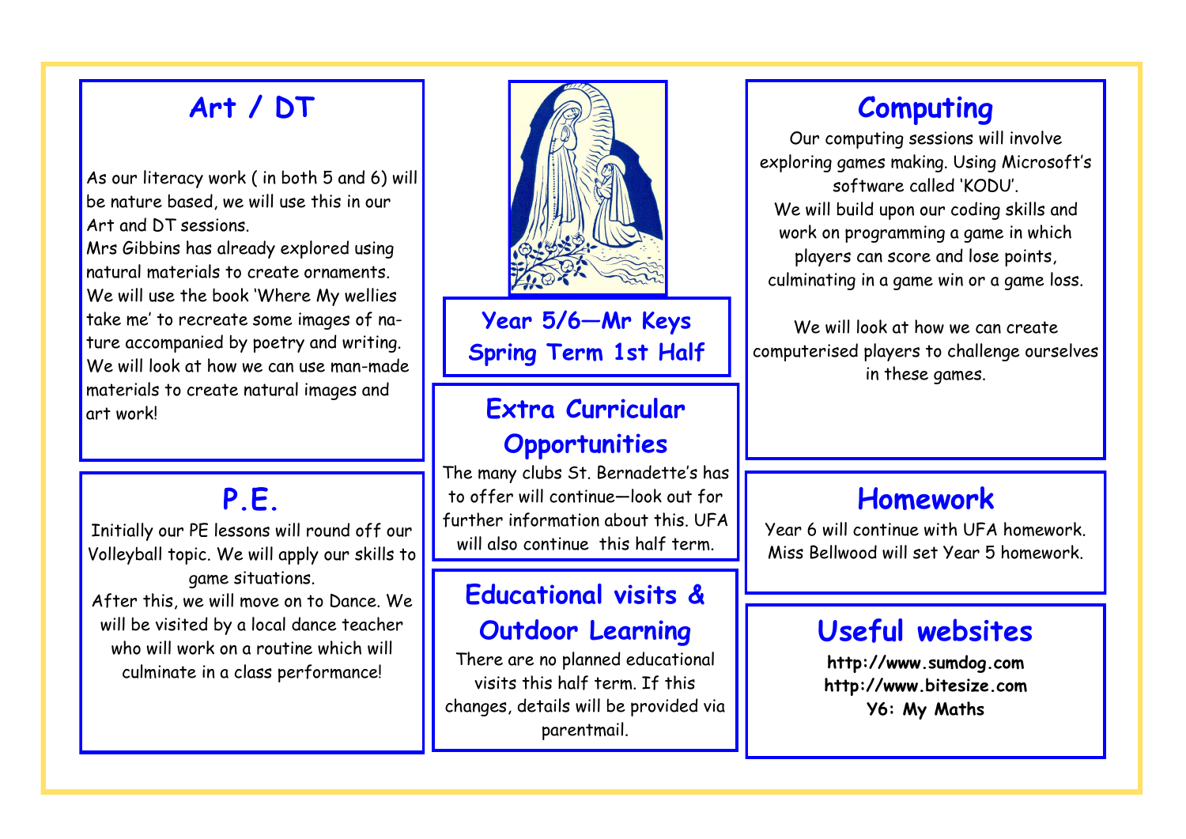## Year 5/6—Mr Keys
## Spring Term 1st Half

## Art / DT

As our literacy work ( in both 5 and 6) will be nature based, we will use this in our Art and DT sessions.

Mrs Gibbins has already explored using natural materials to create ornaments. We will use the book 'Where My wellies take me' to recreate some images of nature accompanied by poetry and writing. We will look at how we can use man-made materials to create natural images and art work!

## P.E.

Initially our PE lessons will round off our Volleyball topic. We will apply our skills to game situations.

After this, we will move on to Dance. We will be visited by a local dance teacher who will work on a routine which will culminate in a class performance!

## Extra Curricular Opportunities

The many clubs St. Bernadette's has to offer will continue—look out for further information about this. UFA will also continue this half term.

## Educational visits & Outdoor Learning

There are no planned educational visits this half term. If this changes, details will be provided via parentmail.

## Computing

Our computing sessions will involve exploring games making. Using Microsoft's software called 'KODU'.

We will build upon our coding skills and work on programming a game in which players can score and lose points, culminating in a game win or a game loss.

We will look at how we can create computerised players to challenge ourselves in these games.

## Homework

Year 6 will continue with UFA homework. Miss Bellwood will set Year 5 homework.

## Useful websites

**http://www.sumdog.com**
**http://www.bitesize.com**
**Y6: My Maths**